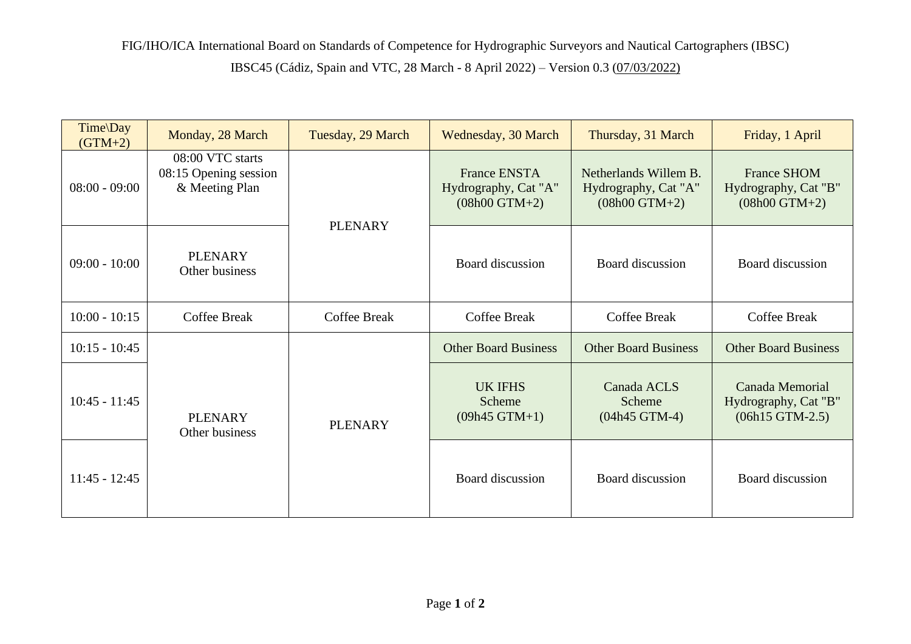FIG/IHO/ICA International Board on Standards of Competence for Hydrographic Surveyors and Nautical Cartographers (IBSC)

IBSC45 (Cádiz, Spain and VTC, 28 March - 8 April 2022) – Version 0.3 (07/03/2022)

| Time\Day (GTM+2) | Monday, 28 March | Tuesday, 29 March | Wednesday, 30 March | Thursday, 31 March | Friday, 1 April |
|---|---|---|---|---|---|
| 08:00 - 09:00 | 08:00 VTC starts<br>08:15 Opening session & Meeting Plan | PLENARY | France ENSTA Hydrography, Cat "A" (08h00 GTM+2) | Netherlands Willem B. Hydrography, Cat "A" (08h00 GTM+2) | France SHOM Hydrography, Cat "B" (08h00 GTM+2) |
| 09:00 - 10:00 | PLENARY<br>Other business | | Board discussion | Board discussion | Board discussion |
| 10:00 - 10:15 | Coffee Break | Coffee Break | Coffee Break | Coffee Break | Coffee Break |
| 10:15 - 10:45 | PLENARY<br>Other business | PLENARY | Other Board Business | Other Board Business | Other Board Business |
| 10:45 - 11:45 | | | UK IFHS Scheme (09h45 GTM+1) | Canada ACLS Scheme (04h45 GTM-4) | Canada Memorial Hydrography, Cat "B" (06h15 GTM-2.5) |
| 11:45 - 12:45 | | | Board discussion | Board discussion | Board discussion |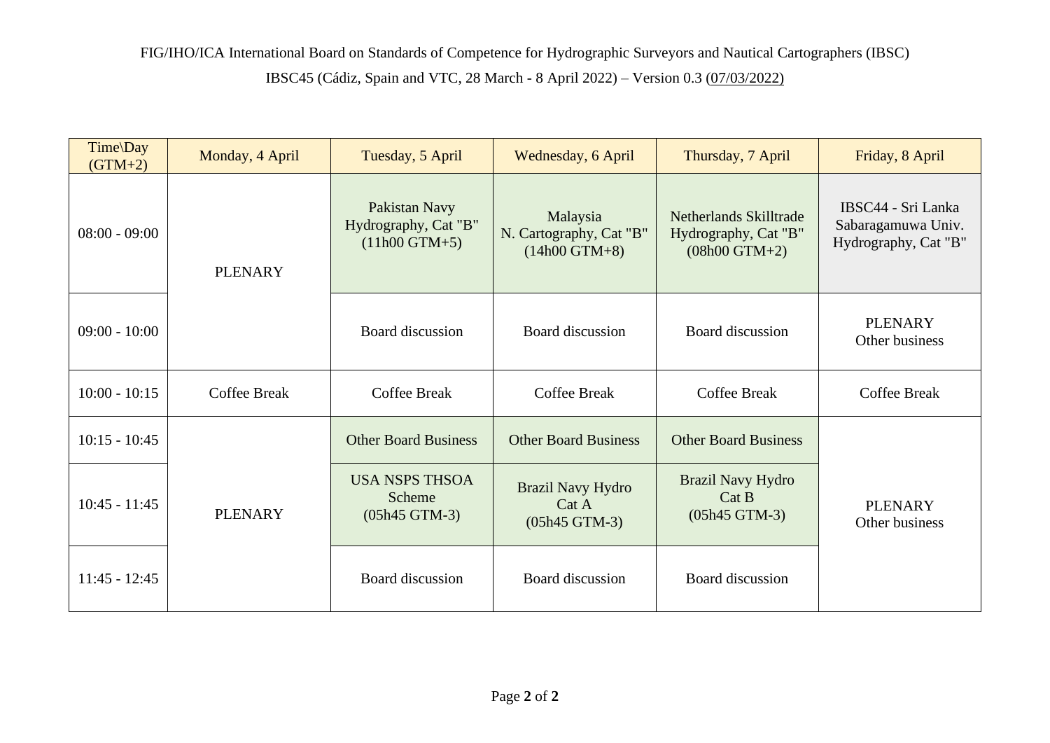FIG/IHO/ICA International Board on Standards of Competence for Hydrographic Surveyors and Nautical Cartographers (IBSC)

IBSC45 (Cádiz, Spain and VTC, 28 March - 8 April 2022) – Version 0.3 (07/03/2022)

| Time\Day (GTM+2) | Monday, 4 April | Tuesday, 5 April | Wednesday, 6 April | Thursday, 7 April | Friday, 8 April |
|---|---|---|---|---|---|
| 08:00 - 09:00 | PLENARY | Pakistan Navy Hydrography, Cat "B" (11h00 GTM+5) | Malaysia N. Cartography, Cat "B" (14h00 GTM+8) | Netherlands Skilltrade Hydrography, Cat "B" (08h00 GTM+2) | IBSC44 - Sri Lanka Sabaragamuwa Univ. Hydrography, Cat "B" |
| 09:00 - 10:00 | | Board discussion | Board discussion | Board discussion | PLENARY Other business |
| 10:00 - 10:15 | Coffee Break | Coffee Break | Coffee Break | Coffee Break | Coffee Break |
| 10:15 - 10:45 | PLENARY | Other Board Business | Other Board Business | Other Board Business | PLENARY Other business |
| 10:45 - 11:45 | | USA NSPS THSOA Scheme (05h45 GTM-3) | Brazil Navy Hydro Cat A (05h45 GTM-3) | Brazil Navy Hydro Cat B (05h45 GTM-3) | |
| 11:45 - 12:45 | | Board discussion | Board discussion | Board discussion | |